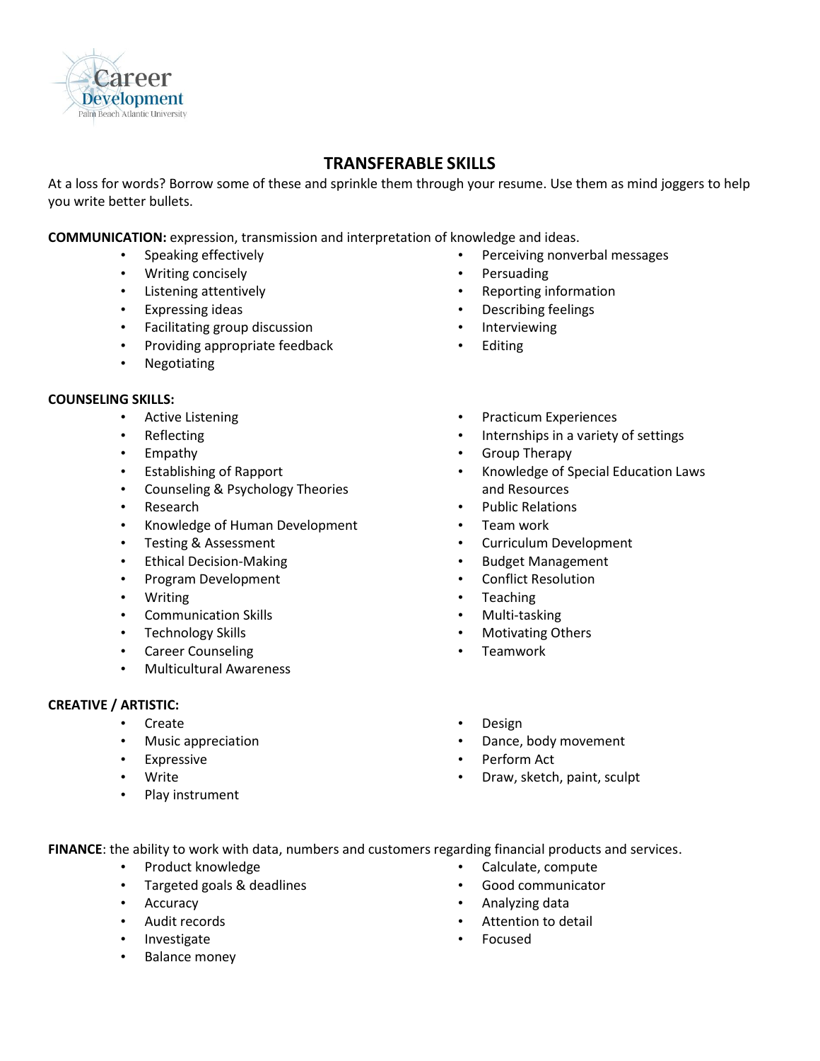Career Development
Palm Beach Atlantic University

# TRANSFERABLE SKILLS

At a loss for words? Borrow some of these and sprinkle them through your resume. Use them as mind joggers to help you write better bullets.

**COMMUNICATION:** expression, transmission and interpretation of knowledge and ideas.

- Speaking effectively
- Writing concisely
- Listening attentively
- Expressing ideas
- Facilitating group discussion
- Providing appropriate feedback
- Negotiating
- Perceiving nonverbal messages
- Persuading
- Reporting information
- Describing feelings
- Interviewing
- Editing

**COUNSELING SKILLS:**

- Active Listening
- Reflecting
- Empathy
- Establishing of Rapport
- Counseling & Psychology Theories
- Research
- Knowledge of Human Development
- Testing & Assessment
- Ethical Decision-Making
- Program Development
- Writing
- Communication Skills
- Technology Skills
- Career Counseling
- Multicultural Awareness
- Practicum Experiences
- Internships in a variety of settings
- Group Therapy
- Knowledge of Special Education Laws and Resources
- Public Relations
- Team work
- Curriculum Development
- Budget Management
- Conflict Resolution
- Teaching
- Multi-tasking
- Motivating Others
- Teamwork

**CREATIVE / ARTISTIC:**

- Create
- Music appreciation
- Expressive
- Write
- Play instrument
- Design
- Dance, body movement
- Perform Act
- Draw, sketch, paint, sculpt

**FINANCE**: the ability to work with data, numbers and customers regarding financial products and services.

- Product knowledge
- Targeted goals & deadlines
- Accuracy
- Audit records
- Investigate
- Balance money
- Calculate, compute
- Good communicator
- Analyzing data
- Attention to detail
- Focused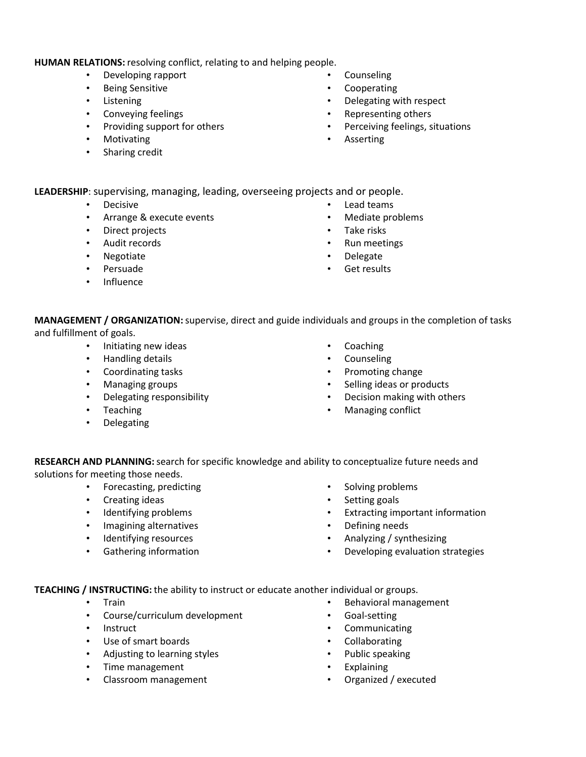**HUMAN RELATIONS:** resolving conflict, relating to and helping people.

- Developing rapport
- Being Sensitive
- Listening
- Conveying feelings
- Providing support for others
- Motivating
- Sharing credit
- Counseling
- Cooperating
- Delegating with respect
- Representing others
- Perceiving feelings, situations
- Asserting

**LEADERSHIP**: supervising, managing, leading, overseeing projects and or people.

- Decisive
- Arrange & execute events
- Direct projects
- Audit records
- Negotiate
- Persuade
- Influence
- Lead teams
- Mediate problems
- Take risks
- Run meetings
- Delegate
- Get results

**MANAGEMENT / ORGANIZATION:** supervise, direct and guide individuals and groups in the completion of tasks and fulfillment of goals.

- Initiating new ideas
- Handling details
- Coordinating tasks
- Managing groups
- Delegating responsibility
- Teaching
- Delegating
- Coaching
- Counseling
- Promoting change
- Selling ideas or products
- Decision making with others
- Managing conflict

**RESEARCH AND PLANNING:** search for specific knowledge and ability to conceptualize future needs and solutions for meeting those needs.

- Forecasting, predicting
- Creating ideas
- Identifying problems
- Imagining alternatives
- Identifying resources
- Gathering information
- Solving problems
- Setting goals
- Extracting important information
- Defining needs
- Analyzing / synthesizing
- Developing evaluation strategies

**TEACHING / INSTRUCTING:** the ability to instruct or educate another individual or groups.

- Train
- Course/curriculum development
- Instruct
- Use of smart boards
- Adjusting to learning styles
- Time management
- Classroom management
- Behavioral management
- Goal-setting
- Communicating
- Collaborating
- Public speaking
- Explaining
- Organized / executed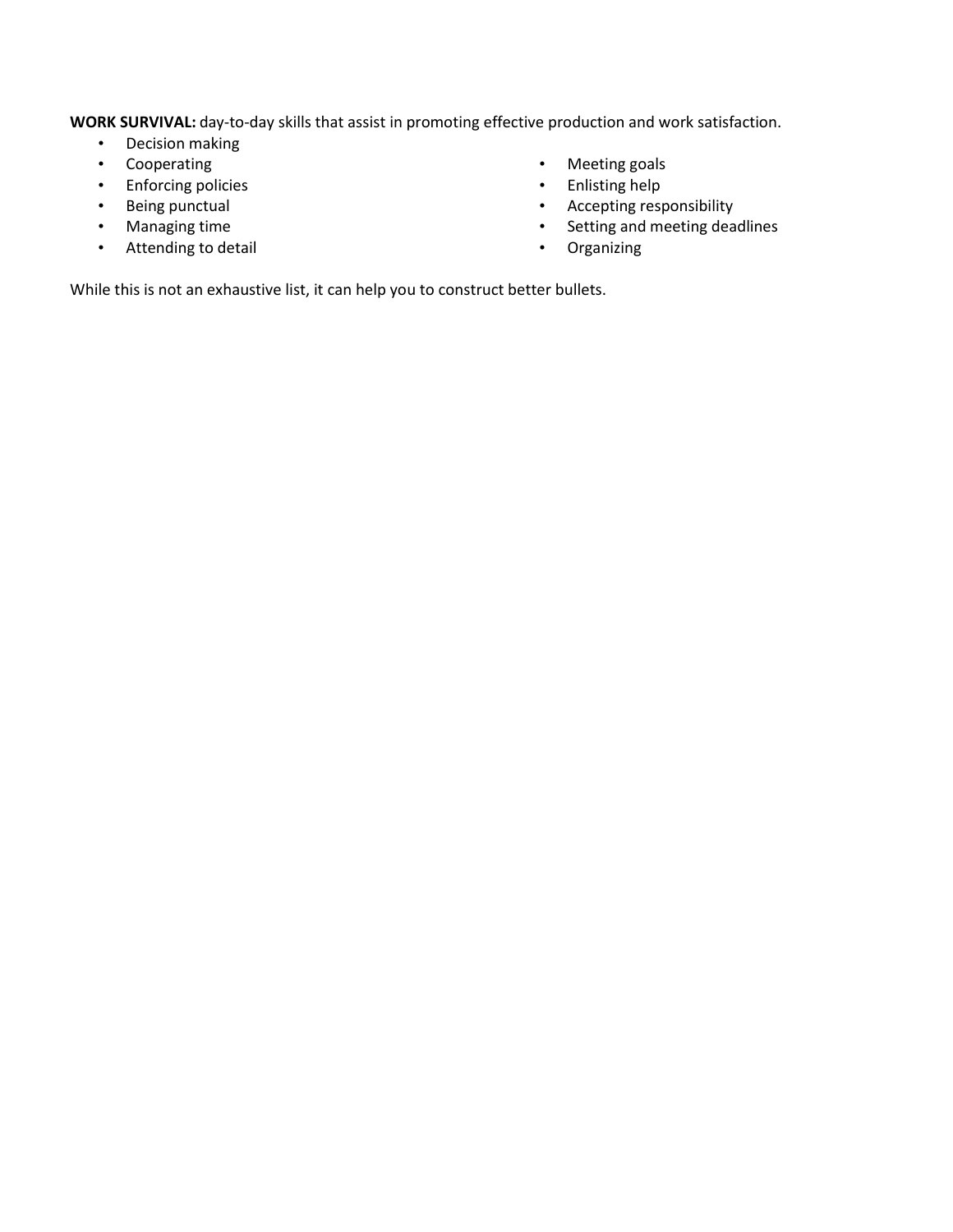**WORK SURVIVAL:** day-to-day skills that assist in promoting effective production and work satisfaction.

- Decision making
- Cooperating
- Enforcing policies
- Being punctual
- Managing time
- Attending to detail
- Meeting goals
- Enlisting help
- Accepting responsibility
- Setting and meeting deadlines
- Organizing

While this is not an exhaustive list, it can help you to construct better bullets.